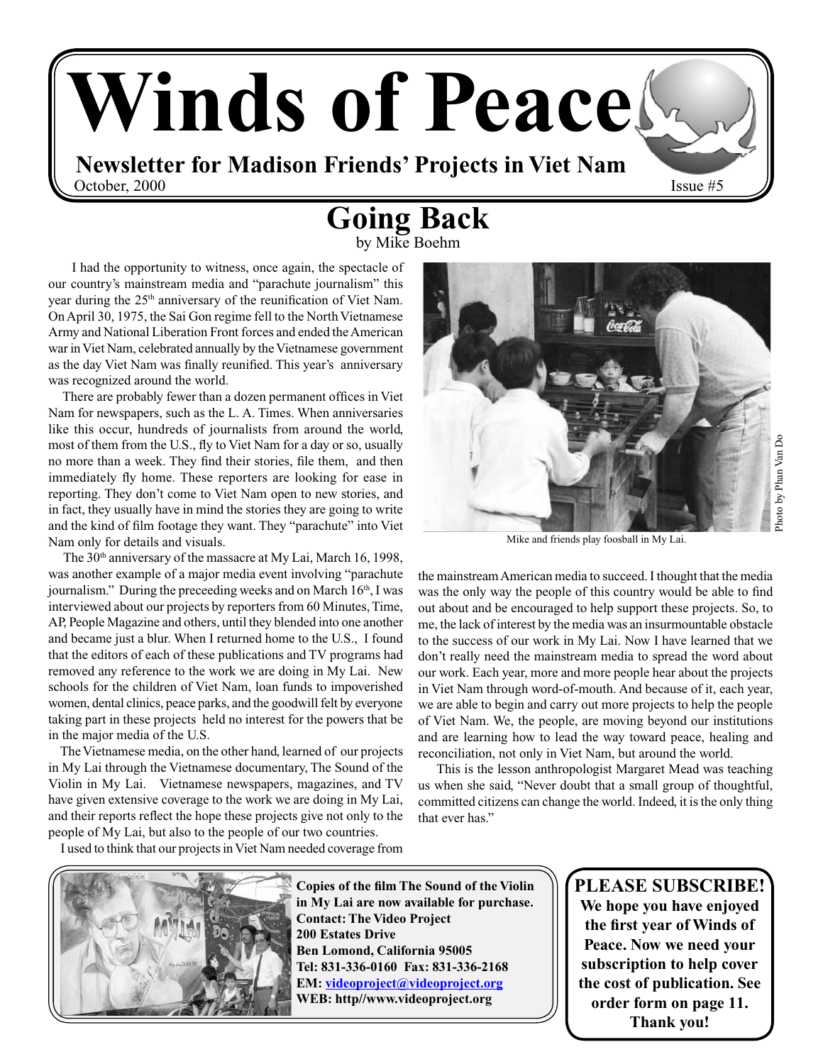# Winds of Peace

**Newsletter for Madison Friends' Projects in Viet Nam**

October, 2000 Issue #5

## Going Back

by Mike Boehm

I had the opportunity to witness, once again, the spectacle of our country's mainstream media and "parachute journalism" this year during the 25th anniversary of the reunification of Viet Nam. On April 30, 1975, the Sai Gon regime fell to the North Vietnamese Army and National Liberation Front forces and ended the American war in Viet Nam, celebrated annually by the Vietnamese government as the day Viet Nam was finally reunified. This year's anniversary was recognized around the world.

There are probably fewer than a dozen permanent offices in Viet Nam for newspapers, such as the L. A. Times. When anniversaries like this occur, hundreds of journalists from around the world, most of them from the U.S., fly to Viet Nam for a day or so, usually no more than a week. They find their stories, file them, and then immediately fly home. These reporters are looking for ease in reporting. They don't come to Viet Nam open to new stories, and in fact, they usually have in mind the stories they are going to write and the kind of film footage they want. They "parachute" into Viet Nam only for details and visuals.

The 30th anniversary of the massacre at My Lai, March 16, 1998, was another example of a major media event involving "parachute journalism." During the preceeding weeks and on March 16th, I was interviewed about our projects by reporters from 60 Minutes, Time, AP, People Magazine and others, until they blended into one another and became just a blur. When I returned home to the U.S., I found that the editors of each of these publications and TV programs had removed any reference to the work we are doing in My Lai. New schools for the children of Viet Nam, loan funds to impoverished women, dental clinics, peace parks, and the goodwill felt by everyone taking part in these projects held no interest for the powers that be in the major media of the U.S.

The Vietnamese media, on the other hand, learned of our projects in My Lai through the Vietnamese documentary, The Sound of the Violin in My Lai. Vietnamese newspapers, magazines, and TV have given extensive coverage to the work we are doing in My Lai, and their reports reflect the hope these projects give not only to the people of My Lai, but also to the people of our two countries.

I used to think that our projects in Viet Nam needed coverage from the mainstream American media to succeed. I thought that the media was the only way the people of this country would be able to find out about and be encouraged to help support these projects. So, to me, the lack of interest by the media was an insurmountable obstacle to the success of our work in My Lai. Now I have learned that we don't really need the mainstream media to spread the word about our work. Each year, more and more people hear about the projects in Viet Nam through word-of-mouth. And because of it, each year, we are able to begin and carry out more projects to help the people of Viet Nam. We, the people, are moving beyond our institutions and are learning how to lead the way toward peace, healing and reconciliation, not only in Viet Nam, but around the world.

This is the lesson anthropologist Margaret Mead was teaching us when she said, "Never doubt that a small group of thoughtful, committed citizens can change the world. Indeed, it is the only thing that ever has."

Mike and friends play foosball in My Lai.

Photo by Phan Van Do

**Copies of the film The Sound of the Violin in My Lai are now available for purchase.**
**Contact: The Video Project**
**200 Estates Drive**
**Ben Lomond, California 95005**
**Tel: 831-336-0160 Fax: 831-336-2168**
**EM: videoproject@videoproject.org**
**WEB: http//www.videoproject.org**

**PLEASE SUBSCRIBE!**
**We hope you have enjoyed the first year of Winds of Peace. Now we need your subscription to help cover the cost of publication. See order form on page 11. Thank you!**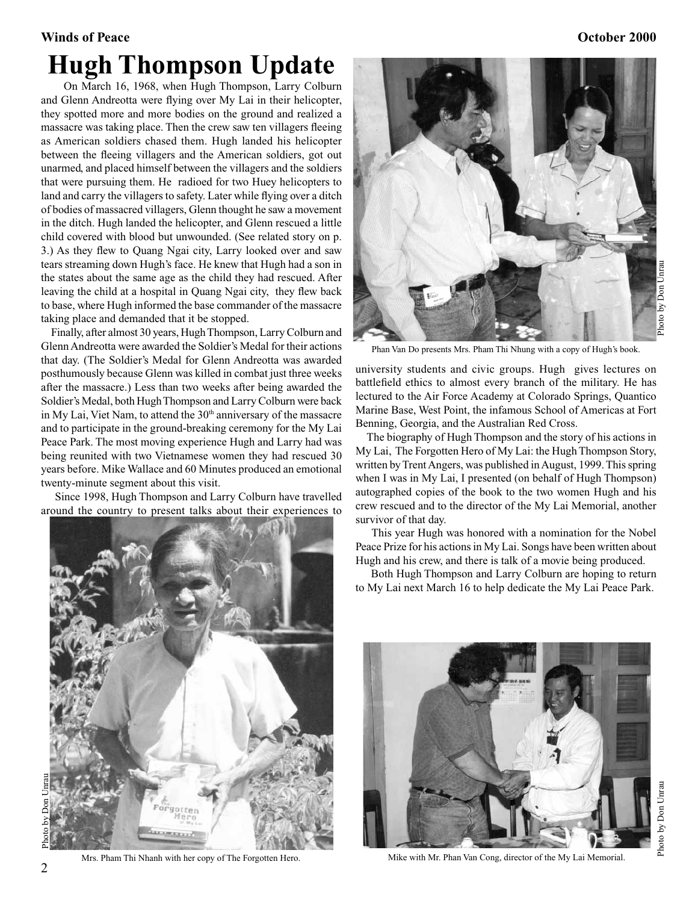# Hugh Thompson Update

On March 16, 1968, when Hugh Thompson, Larry Colburn and Glenn Andreotta were flying over My Lai in their helicopter, they spotted more and more bodies on the ground and realized a massacre was taking place. Then the crew saw ten villagers fleeing as American soldiers chased them. Hugh landed his helicopter between the fleeing villagers and the American soldiers, got out unarmed, and placed himself between the villagers and the soldiers that were pursuing them. He radioed for two Huey helicopters to land and carry the villagers to safety. Later while flying over a ditch of bodies of massacred villagers, Glenn thought he saw a movement in the ditch. Hugh landed the helicopter, and Glenn rescued a little child covered with blood but unwounded. (See related story on p. 3.) As they flew to Quang Ngai city, Larry looked over and saw tears streaming down Hugh's face. He knew that Hugh had a son in the states about the same age as the child they had rescued. After leaving the child at a hospital in Quang Ngai city, they flew back to base, where Hugh informed the base commander of the massacre taking place and demanded that it be stopped.

Finally, after almost 30 years, Hugh Thompson, Larry Colburn and Glenn Andreotta were awarded the Soldier's Medal for their actions that day. (The Soldier's Medal for Glenn Andreotta was awarded posthumously because Glenn was killed in combat just three weeks after the massacre.) Less than two weeks after being awarded the Soldier's Medal, both Hugh Thompson and Larry Colburn were back in My Lai, Viet Nam, to attend the 30th anniversary of the massacre and to participate in the ground-breaking ceremony for the My Lai Peace Park. The most moving experience Hugh and Larry had was being reunited with two Vietnamese women they had rescued 30 years before. Mike Wallace and 60 Minutes produced an emotional twenty-minute segment about this visit.

Since 1998, Hugh Thompson and Larry Colburn have travelled around the country to present talks about their experiences to university students and civic groups. Hugh gives lectures on battlefield ethics to almost every branch of the military. He has lectured to the Air Force Academy at Colorado Springs, Quantico Marine Base, West Point, the infamous School of Americas at Fort Benning, Georgia, and the Australian Red Cross.

The biography of Hugh Thompson and the story of his actions in My Lai, The Forgotten Hero of My Lai: the Hugh Thompson Story, written by Trent Angers, was published in August, 1999. This spring when I was in My Lai, I presented (on behalf of Hugh Thompson) autographed copies of the book to the two women Hugh and his crew rescued and to the director of the My Lai Memorial, another survivor of that day.

This year Hugh was honored with a nomination for the Nobel Peace Prize for his actions in My Lai. Songs have been written about Hugh and his crew, and there is talk of a movie being produced.

Both Hugh Thompson and Larry Colburn are hoping to return to My Lai next March 16 to help dedicate the My Lai Peace Park.

Phan Van Do presents Mrs. Pham Thi Nhung with a copy of Hugh's book.

Photo by Don Unrau

Mrs. Pham Thi Nhanh with her copy of The Forgotten Hero.

Photo by Don Unrau

Mike with Mr. Phan Van Cong, director of the My Lai Memorial.

Photo by Don Unrau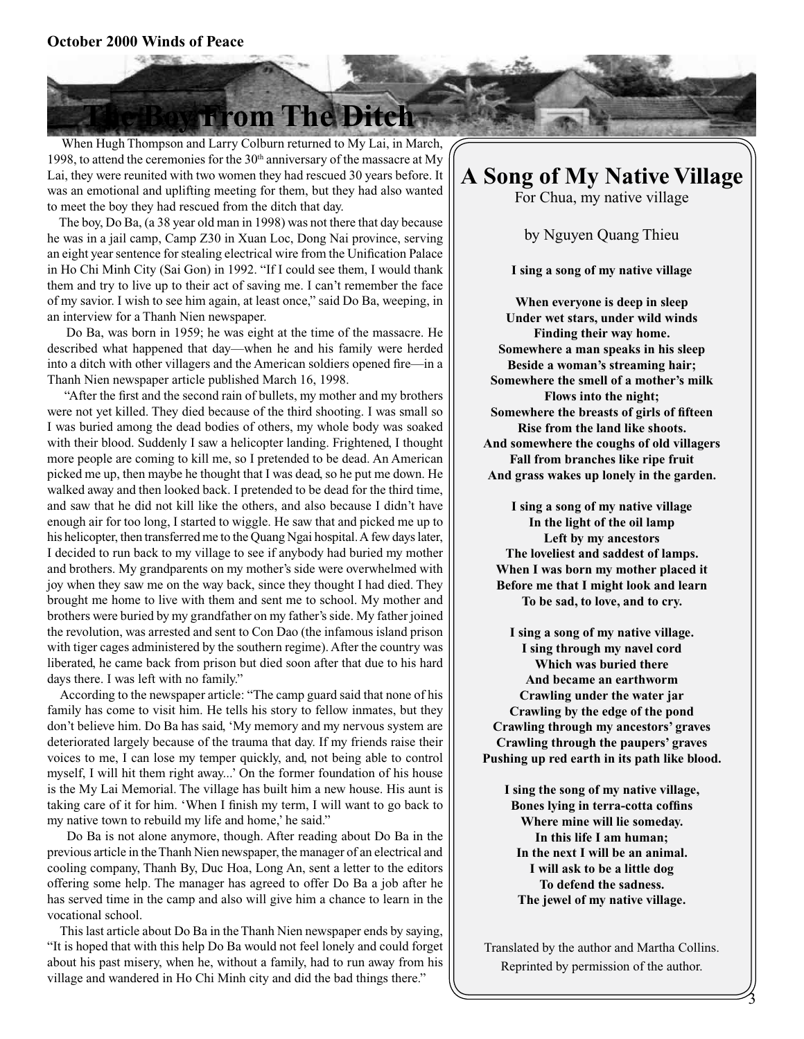# The Boy From The Ditch

When Hugh Thompson and Larry Colburn returned to My Lai, in March, 1998, to attend the ceremonies for the 30th anniversary of the massacre at My Lai, they were reunited with two women they had rescued 30 years before. It was an emotional and uplifting meeting for them, but they had also wanted to meet the boy they had rescued from the ditch that day.

The boy, Do Ba, (a 38 year old man in 1998) was not there that day because he was in a jail camp, Camp Z30 in Xuan Loc, Dong Nai province, serving an eight year sentence for stealing electrical wire from the Unification Palace in Ho Chi Minh City (Sai Gon) in 1992. "If I could see them, I would thank them and try to live up to their act of saving me. I can't remember the face of my savior. I wish to see him again, at least once," said Do Ba, weeping, in an interview for a Thanh Nien newspaper.

Do Ba, was born in 1959; he was eight at the time of the massacre. He described what happened that day—when he and his family were herded into a ditch with other villagers and the American soldiers opened fire—in a Thanh Nien newspaper article published March 16, 1998.

"After the first and the second rain of bullets, my mother and my brothers were not yet killed. They died because of the third shooting. I was small so I was buried among the dead bodies of others, my whole body was soaked with their blood. Suddenly I saw a helicopter landing. Frightened, I thought more people are coming to kill me, so I pretended to be dead. An American picked me up, then maybe he thought that I was dead, so he put me down. He walked away and then looked back. I pretended to be dead for the third time, and saw that he did not kill like the others, and also because I didn't have enough air for too long, I started to wiggle. He saw that and picked me up to his helicopter, then transferred me to the Quang Ngai hospital. A few days later, I decided to run back to my village to see if anybody had buried my mother and brothers. My grandparents on my mother's side were overwhelmed with joy when they saw me on the way back, since they thought I had died. They brought me home to live with them and sent me to school. My mother and brothers were buried by my grandfather on my father's side. My father joined the revolution, was arrested and sent to Con Dao (the infamous island prison with tiger cages administered by the southern regime). After the country was liberated, he came back from prison but died soon after that due to his hard days there. I was left with no family."

According to the newspaper article: "The camp guard said that none of his family has come to visit him. He tells his story to fellow inmates, but they don't believe him. Do Ba has said, 'My memory and my nervous system are deteriorated largely because of the trauma that day. If my friends raise their voices to me, I can lose my temper quickly, and, not being able to control myself, I will hit them right away...' On the former foundation of his house is the My Lai Memorial. The village has built him a new house. His aunt is taking care of it for him. 'When I finish my term, I will want to go back to my native town to rebuild my life and home,' he said."

Do Ba is not alone anymore, though. After reading about Do Ba in the previous article in the Thanh Nien newspaper, the manager of an electrical and cooling company, Thanh By, Duc Hoa, Long An, sent a letter to the editors offering some help. The manager has agreed to offer Do Ba a job after he has served time in the camp and also will give him a chance to learn in the vocational school.

This last article about Do Ba in the Thanh Nien newspaper ends by saying, "It is hoped that with this help Do Ba would not feel lonely and could forget about his past misery, when he, without a family, had to run away from his village and wandered in Ho Chi Minh city and did the bad things there."

## A Song of My Native Village

For Chua, my native village

by Nguyen Quang Thieu

**I sing a song of my native village**

**When everyone is deep in sleep**
**Under wet stars, under wild winds**
**Finding their way home.**
**Somewhere a man speaks in his sleep**
**Beside a woman's streaming hair;**
**Somewhere the smell of a mother's milk**
**Flows into the night;**
**Somewhere the breasts of girls of fifteen**
**Rise from the land like shoots.**
**And somewhere the coughs of old villagers**
**Fall from branches like ripe fruit**
**And grass wakes up lonely in the garden.**

**I sing a song of my native village**
**In the light of the oil lamp**
**Left by my ancestors**
**The loveliest and saddest of lamps.**
**When I was born my mother placed it**
**Before me that I might look and learn**
**To be sad, to love, and to cry.**

**I sing a song of my native village.**
**I sing through my navel cord**
**Which was buried there**
**And became an earthworm**
**Crawling under the water jar**
**Crawling by the edge of the pond**
**Crawling through my ancestors' graves**
**Crawling through the paupers' graves**
**Pushing up red earth in its path like blood.**

**I sing the song of my native village,**
**Bones lying in terra-cotta coffins**
**Where mine will lie someday.**
**In this life I am human;**
**In the next I will be an animal.**
**I will ask to be a little dog**
**To defend the sadness.**
**The jewel of my native village.**

Translated by the author and Martha Collins.
Reprinted by permission of the author.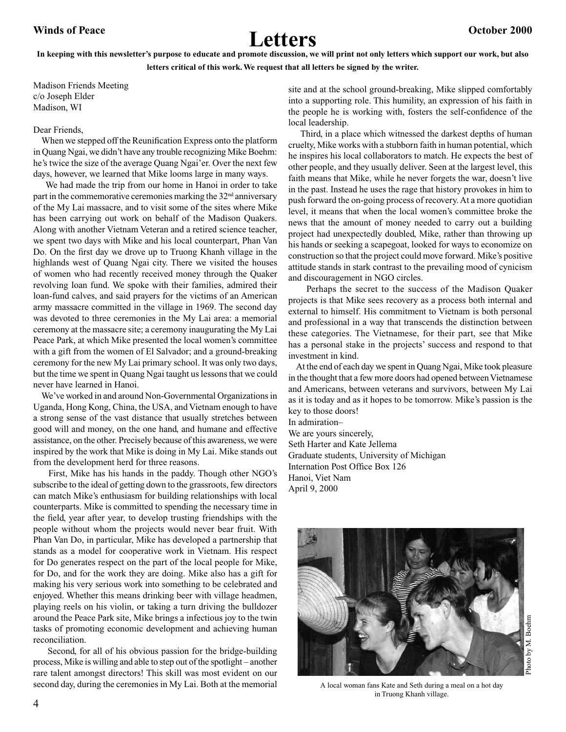# Letters

**In keeping with this newsletter's purpose to educate and promote discussion, we will print not only letters which support our work, but also letters critical of this work. We request that all letters be signed by the writer.**

Madison Friends Meeting
c/o Joseph Elder
Madison, WI

Dear Friends,

When we stepped off the Reunification Express onto the platform in Quang Ngai, we didn't have any trouble recognizing Mike Boehm: he's twice the size of the average Quang Ngai'er. Over the next few days, however, we learned that Mike looms large in many ways.

We had made the trip from our home in Hanoi in order to take part in the commemorative ceremonies marking the 32nd anniversary of the My Lai massacre, and to visit some of the sites where Mike has been carrying out work on behalf of the Madison Quakers. Along with another Vietnam Veteran and a retired science teacher, we spent two days with Mike and his local counterpart, Phan Van Do. On the first day we drove up to Truong Khanh village in the highlands west of Quang Ngai city. There we visited the houses of women who had recently received money through the Quaker revolving loan fund. We spoke with their families, admired their loan-fund calves, and said prayers for the victims of an American army massacre committed in the village in 1969. The second day was devoted to three ceremonies in the My Lai area: a memorial ceremony at the massacre site; a ceremony inaugurating the My Lai Peace Park, at which Mike presented the local women's committee with a gift from the women of El Salvador; and a ground-breaking ceremony for the new My Lai primary school. It was only two days, but the time we spent in Quang Ngai taught us lessons that we could never have learned in Hanoi.

We've worked in and around Non-Governmental Organizations in Uganda, Hong Kong, China, the USA, and Vietnam enough to have a strong sense of the vast distance that usually stretches between good will and money, on the one hand, and humane and effective assistance, on the other. Precisely because of this awareness, we were inspired by the work that Mike is doing in My Lai. Mike stands out from the development herd for three reasons.

First, Mike has his hands in the paddy. Though other NGO's subscribe to the ideal of getting down to the grassroots, few directors can match Mike's enthusiasm for building relationships with local counterparts. Mike is committed to spending the necessary time in the field, year after year, to develop trusting friendships with the people without whom the projects would never bear fruit. With Phan Van Do, in particular, Mike has developed a partnership that stands as a model for cooperative work in Vietnam. His respect for Do generates respect on the part of the local people for Mike, for Do, and for the work they are doing. Mike also has a gift for making his very serious work into something to be celebrated and enjoyed. Whether this means drinking beer with village headmen, playing reels on his violin, or taking a turn driving the bulldozer around the Peace Park site, Mike brings a infectious joy to the twin tasks of promoting economic development and achieving human reconciliation.

Second, for all of his obvious passion for the bridge-building process, Mike is willing and able to step out of the spotlight – another rare talent amongst directors! This skill was most evident on our second day, during the ceremonies in My Lai. Both at the memorial site and at the school ground-breaking, Mike slipped comfortably into a supporting role. This humility, an expression of his faith in the people he is working with, fosters the self-confidence of the local leadership.

Third, in a place which witnessed the darkest depths of human cruelty, Mike works with a stubborn faith in human potential, which he inspires his local collaborators to match. He expects the best of other people, and they usually deliver. Seen at the largest level, this faith means that Mike, while he never forgets the war, doesn't live in the past. Instead he uses the rage that history provokes in him to push forward the on-going process of recovery. At a more quotidian level, it means that when the local women's committee broke the news that the amount of money needed to carry out a building project had unexpectedly doubled, Mike, rather than throwing up his hands or seeking a scapegoat, looked for ways to economize on construction so that the project could move forward. Mike's positive attitude stands in stark contrast to the prevailing mood of cynicism and discouragement in NGO circles.

Perhaps the secret to the success of the Madison Quaker projects is that Mike sees recovery as a process both internal and external to himself. His commitment to Vietnam is both personal and professional in a way that transcends the distinction between these categories. The Vietnamese, for their part, see that Mike has a personal stake in the projects' success and respond to that investment in kind.

At the end of each day we spent in Quang Ngai, Mike took pleasure in the thought that a few more doors had opened between Vietnamese and Americans, between veterans and survivors, between My Lai as it is today and as it hopes to be tomorrow. Mike's passion is the key to those doors!

In admiration–
We are yours sincerely,
Seth Harter and Kate Jellema
Graduate students, University of Michigan
Internation Post Office Box 126
Hanoi, Viet Nam
April 9, 2000

Photo by M. Boehm

A local woman fans Kate and Seth during a meal on a hot day in Truong Khanh village.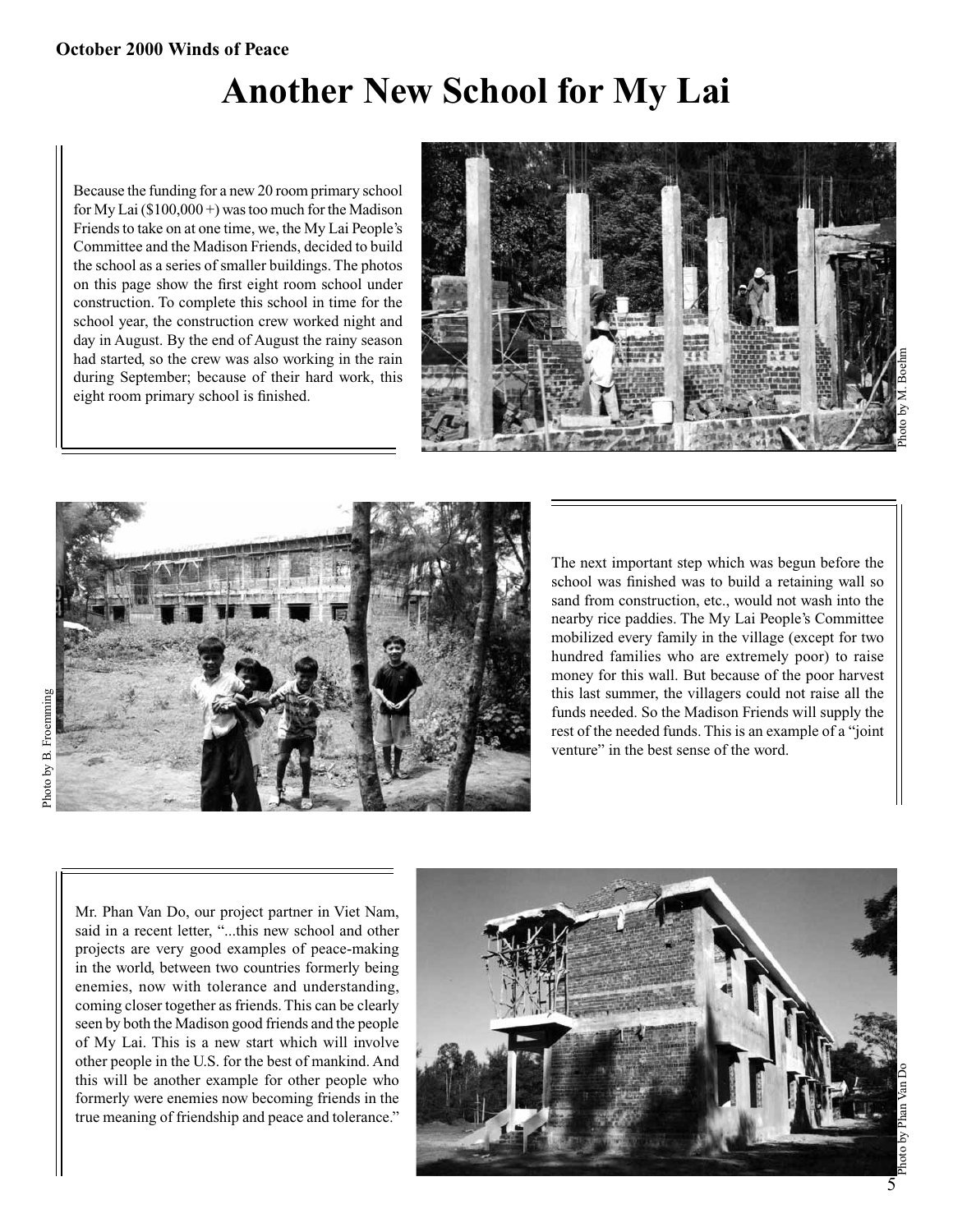# Another New School for My Lai

Because the funding for a new 20 room primary school for My Lai ($100,000 +) was too much for the Madison Friends to take on at one time, we, the My Lai People's Committee and the Madison Friends, decided to build the school as a series of smaller buildings. The photos on this page show the first eight room school under construction. To complete this school in time for the school year, the construction crew worked night and day in August. By the end of August the rainy season had started, so the crew was also working in the rain during September; because of their hard work, this eight room primary school is finished.

Photo by M. Boehm

Photo by B. Froemming

The next important step which was begun before the school was finished was to build a retaining wall so sand from construction, etc., would not wash into the nearby rice paddies. The My Lai People's Committee mobilized every family in the village (except for two hundred families who are extremely poor) to raise money for this wall. But because of the poor harvest this last summer, the villagers could not raise all the funds needed. So the Madison Friends will supply the rest of the needed funds. This is an example of a "joint venture" in the best sense of the word.

Mr. Phan Van Do, our project partner in Viet Nam, said in a recent letter, "...this new school and other projects are very good examples of peace-making in the world, between two countries formerly being enemies, now with tolerance and understanding, coming closer together as friends. This can be clearly seen by both the Madison good friends and the people of My Lai. This is a new start which will involve other people in the U.S. for the best of mankind. And this will be another example for other people who formerly were enemies now becoming friends in the true meaning of friendship and peace and tolerance."

Photo by Phan Van Do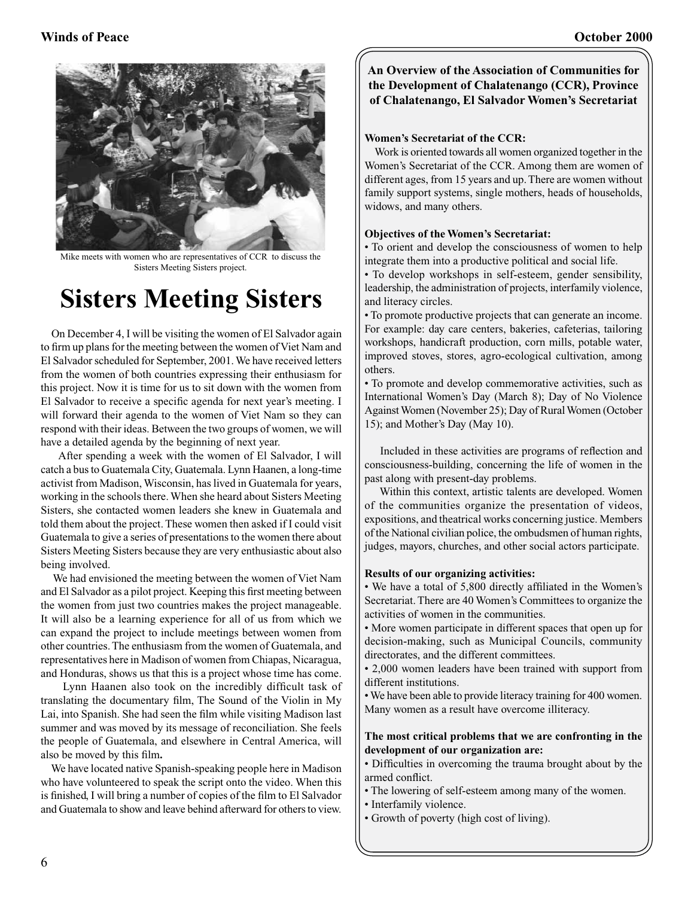Mike meets with women who are representatives of CCR to discuss the Sisters Meeting Sisters project.

# Sisters Meeting Sisters

On December 4, I will be visiting the women of El Salvador again to firm up plans for the meeting between the women of Viet Nam and El Salvador scheduled for September, 2001. We have received letters from the women of both countries expressing their enthusiasm for this project. Now it is time for us to sit down with the women from El Salvador to receive a specific agenda for next year's meeting. I will forward their agenda to the women of Viet Nam so they can respond with their ideas. Between the two groups of women, we will have a detailed agenda by the beginning of next year.

After spending a week with the women of El Salvador, I will catch a bus to Guatemala City, Guatemala. Lynn Haanen, a long-time activist from Madison, Wisconsin, has lived in Guatemala for years, working in the schools there. When she heard about Sisters Meeting Sisters, she contacted women leaders she knew in Guatemala and told them about the project. These women then asked if I could visit Guatemala to give a series of presentations to the women there about Sisters Meeting Sisters because they are very enthusiastic about also being involved.

We had envisioned the meeting between the women of Viet Nam and El Salvador as a pilot project. Keeping this first meeting between the women from just two countries makes the project manageable. It will also be a learning experience for all of us from which we can expand the project to include meetings between women from other countries. The enthusiasm from the women of Guatemala, and representatives here in Madison of women from Chiapas, Nicaragua, and Honduras, shows us that this is a project whose time has come.

Lynn Haanen also took on the incredibly difficult task of translating the documentary film, The Sound of the Violin in My Lai, into Spanish. She had seen the film while visiting Madison last summer and was moved by its message of reconciliation. She feels the people of Guatemala, and elsewhere in Central America, will also be moved by this film.

We have located native Spanish-speaking people here in Madison who have volunteered to speak the script onto the video. When this is finished, I will bring a number of copies of the film to El Salvador and Guatemala to show and leave behind afterward for others to view.

**An Overview of the Association of Communities for the Development of Chalatenango (CCR), Province of Chalatenango, El Salvador Women's Secretariat**

**Women's Secretariat of the CCR:**

Work is oriented towards all women organized together in the Women's Secretariat of the CCR. Among them are women of different ages, from 15 years and up. There are women without family support systems, single mothers, heads of households, widows, and many others.

**Objectives of the Women's Secretariat:**

- To orient and develop the consciousness of women to help integrate them into a productive political and social life.
- To develop workshops in self-esteem, gender sensibility, leadership, the administration of projects, interfamily violence, and literacy circles.
- To promote productive projects that can generate an income. For example: day care centers, bakeries, cafeterias, tailoring workshops, handicraft production, corn mills, potable water, improved stoves, stores, agro-ecological cultivation, among others.
- To promote and develop commemorative activities, such as International Women's Day (March 8); Day of No Violence Against Women (November 25); Day of Rural Women (October 15); and Mother's Day (May 10).

Included in these activities are programs of reflection and consciousness-building, concerning the life of women in the past along with present-day problems.

Within this context, artistic talents are developed. Women of the communities organize the presentation of videos, expositions, and theatrical works concerning justice. Members of the National civilian police, the ombudsmen of human rights, judges, mayors, churches, and other social actors participate.

**Results of our organizing activities:**

- We have a total of 5,800 directly affiliated in the Women's Secretariat. There are 40 Women's Committees to organize the activities of women in the communities.
- More women participate in different spaces that open up for decision-making, such as Municipal Councils, community directorates, and the different committees.
- 2,000 women leaders have been trained with support from different institutions.
- We have been able to provide literacy training for 400 women. Many women as a result have overcome illiteracy.

**The most critical problems that we are confronting in the development of our organization are:**

- Difficulties in overcoming the trauma brought about by the armed conflict.
- The lowering of self-esteem among many of the women.
- Interfamily violence.
- Growth of poverty (high cost of living).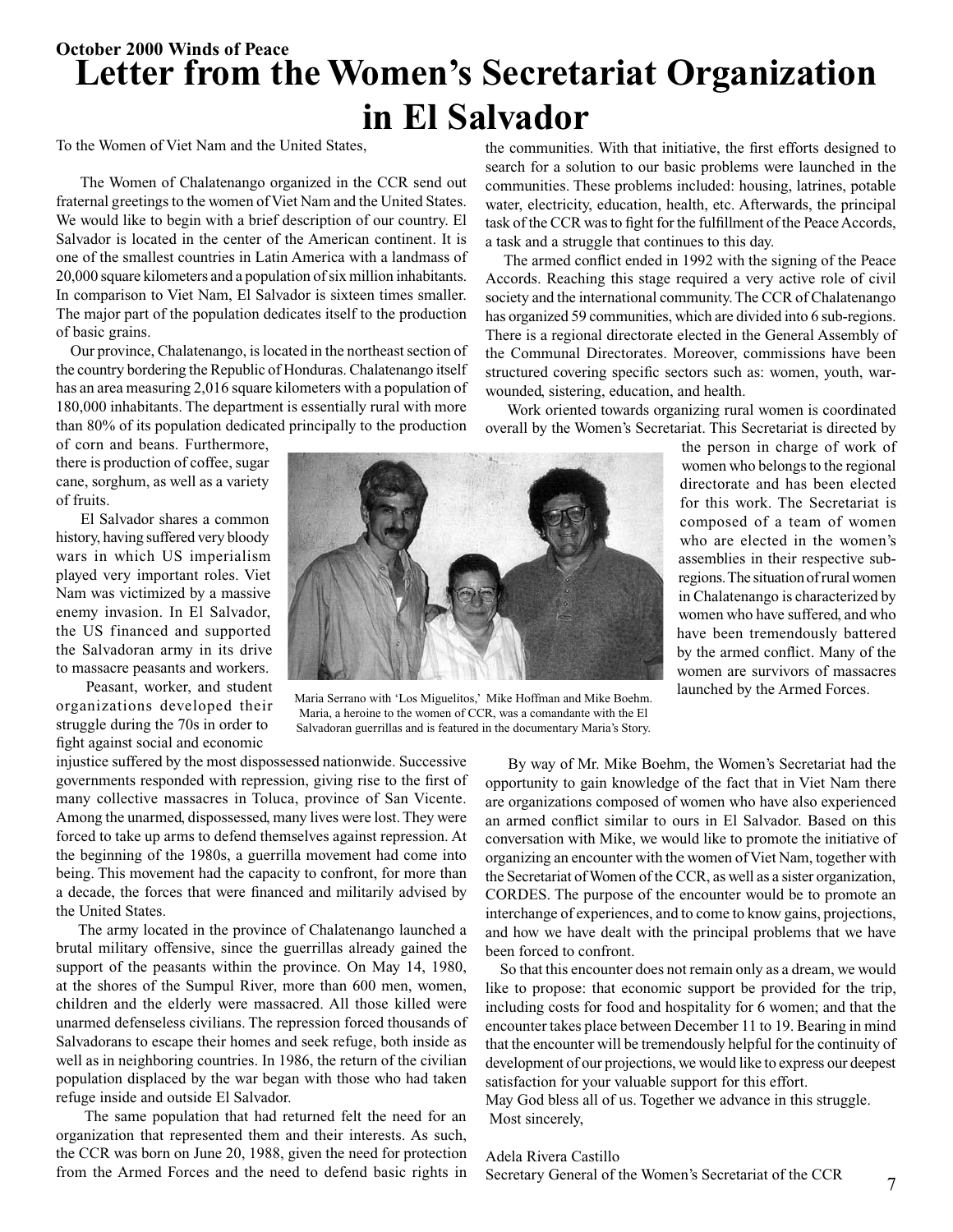**October 2000 Winds of Peace**

# Letter from the Women's Secretariat Organization in El Salvador

To the Women of Viet Nam and the United States,

The Women of Chalatenango organized in the CCR send out fraternal greetings to the women of Viet Nam and the United States. We would like to begin with a brief description of our country. El Salvador is located in the center of the American continent. It is one of the smallest countries in Latin America with a landmass of 20,000 square kilometers and a population of six million inhabitants. In comparison to Viet Nam, El Salvador is sixteen times smaller. The major part of the population dedicates itself to the production of basic grains.

Our province, Chalatenango, is located in the northeast section of the country bordering the Republic of Honduras. Chalatenango itself has an area measuring 2,016 square kilometers with a population of 180,000 inhabitants. The department is essentially rural with more than 80% of its population dedicated principally to the production of corn and beans. Furthermore, there is production of coffee, sugar cane, sorghum, as well as a variety of fruits.

El Salvador shares a common history, having suffered very bloody wars in which US imperialism played very important roles. Viet Nam was victimized by a massive enemy invasion. In El Salvador, the US financed and supported the Salvadoran army in its drive to massacre peasants and workers.

Peasant, worker, and student organizations developed their struggle during the 70s in order to fight against social and economic injustice suffered by the most dispossessed nationwide. Successive governments responded with repression, giving rise to the first of many collective massacres in Toluca, province of San Vicente. Among the unarmed, dispossessed, many lives were lost. They were forced to take up arms to defend themselves against repression. At the beginning of the 1980s, a guerrilla movement had come into being. This movement had the capacity to confront, for more than a decade, the forces that were financed and militarily advised by the United States.

The army located in the province of Chalatenango launched a brutal military offensive, since the guerrillas already gained the support of the peasants within the province. On May 14, 1980, at the shores of the Sumpul River, more than 600 men, women, children and the elderly were massacred. All those killed were unarmed defenseless civilians. The repression forced thousands of Salvadorans to escape their homes and seek refuge, both inside as well as in neighboring countries. In 1986, the return of the civilian population displaced by the war began with those who had taken refuge inside and outside El Salvador.

The same population that had returned felt the need for an organization that represented them and their interests. As such, the CCR was born on June 20, 1988, given the need for protection from the Armed Forces and the need to defend basic rights in the communities. With that initiative, the first efforts designed to search for a solution to our basic problems were launched in the communities. These problems included: housing, latrines, potable water, electricity, education, health, etc. Afterwards, the principal task of the CCR was to fight for the fulfillment of the Peace Accords, a task and a struggle that continues to this day.

The armed conflict ended in 1992 with the signing of the Peace Accords. Reaching this stage required a very active role of civil society and the international community. The CCR of Chalatenango has organized 59 communities, which are divided into 6 sub-regions. There is a regional directorate elected in the General Assembly of the Communal Directorates. Moreover, commissions have been structured covering specific sectors such as: women, youth, war-wounded, sistering, education, and health.

Work oriented towards organizing rural women is coordinated overall by the Women's Secretariat. This Secretariat is directed by the person in charge of work of women who belongs to the regional directorate and has been elected for this work. The Secretariat is composed of a team of women who are elected in the women's assemblies in their respective sub-regions. The situation of rural women in Chalatenango is characterized by women who have suffered, and who have been tremendously battered by the armed conflict. Many of the women are survivors of massacres launched by the Armed Forces.

Maria Serrano with 'Los Miguelitos,' Mike Hoffman and Mike Boehm. Maria, a heroine to the women of CCR, was a comandante with the El Salvadoran guerrillas and is featured in the documentary Maria's Story.

By way of Mr. Mike Boehm, the Women's Secretariat had the opportunity to gain knowledge of the fact that in Viet Nam there are organizations composed of women who have also experienced an armed conflict similar to ours in El Salvador. Based on this conversation with Mike, we would like to promote the initiative of organizing an encounter with the women of Viet Nam, together with the Secretariat of Women of the CCR, as well as a sister organization, CORDES. The purpose of the encounter would be to promote an interchange of experiences, and to come to know gains, projections, and how we have dealt with the principal problems that we have been forced to confront.

So that this encounter does not remain only as a dream, we would like to propose: that economic support be provided for the trip, including costs for food and hospitality for 6 women; and that the encounter takes place between December 11 to 19. Bearing in mind that the encounter will be tremendously helpful for the continuity of development of our projections, we would like to express our deepest satisfaction for your valuable support for this effort.

May God bless all of us. Together we advance in this struggle.

Most sincerely,

Adela Rivera Castillo
Secretary General of the Women's Secretariat of the CCR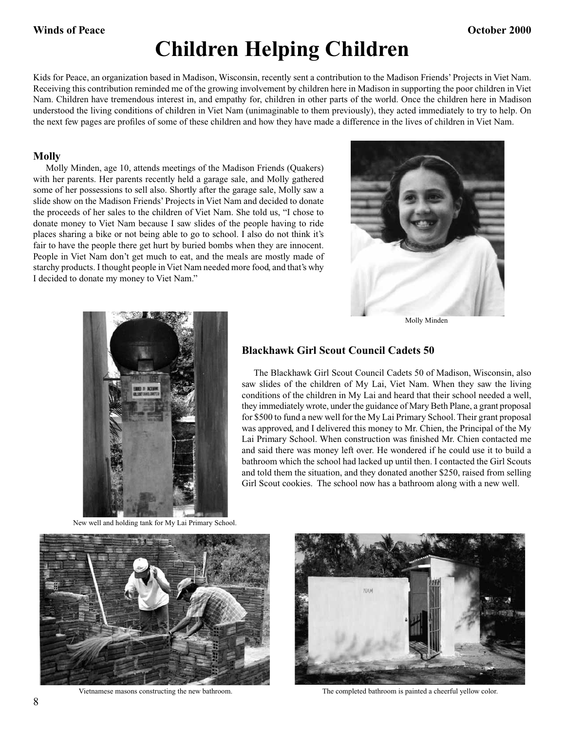# Children Helping Children

Kids for Peace, an organization based in Madison, Wisconsin, recently sent a contribution to the Madison Friends' Projects in Viet Nam. Receiving this contribution reminded me of the growing involvement by children here in Madison in supporting the poor children in Viet Nam. Children have tremendous interest in, and empathy for, children in other parts of the world. Once the children here in Madison understood the living conditions of children in Viet Nam (unimaginable to them previously), they acted immediately to try to help. On the next few pages are profiles of some of these children and how they have made a difference in the lives of children in Viet Nam.

### Molly

Molly Minden, age 10, attends meetings of the Madison Friends (Quakers) with her parents. Her parents recently held a garage sale, and Molly gathered some of her possessions to sell also. Shortly after the garage sale, Molly saw a slide show on the Madison Friends' Projects in Viet Nam and decided to donate the proceeds of her sales to the children of Viet Nam. She told us, "I chose to donate money to Viet Nam because I saw slides of the people having to ride places sharing a bike or not being able to go to school. I also do not think it's fair to have the people there get hurt by buried bombs when they are innocent. People in Viet Nam don't get much to eat, and the meals are mostly made of starchy products. I thought people in Viet Nam needed more food, and that's why I decided to donate my money to Viet Nam."

Molly Minden

### Blackhawk Girl Scout Council Cadets 50

The Blackhawk Girl Scout Council Cadets 50 of Madison, Wisconsin, also saw slides of the children of My Lai, Viet Nam. When they saw the living conditions of the children in My Lai and heard that their school needed a well, they immediately wrote, under the guidance of Mary Beth Plane, a grant proposal for $500 to fund a new well for the My Lai Primary School. Their grant proposal was approved, and I delivered this money to Mr. Chien, the Principal of the My Lai Primary School. When construction was finished Mr. Chien contacted me and said there was money left over. He wondered if he could use it to build a bathroom which the school had lacked up until then. I contacted the Girl Scouts and told them the situation, and they donated another $250, raised from selling Girl Scout cookies. The school now has a bathroom along with a new well.

New well and holding tank for My Lai Primary School.

Vietnamese masons constructing the new bathroom.

The completed bathroom is painted a cheerful yellow color.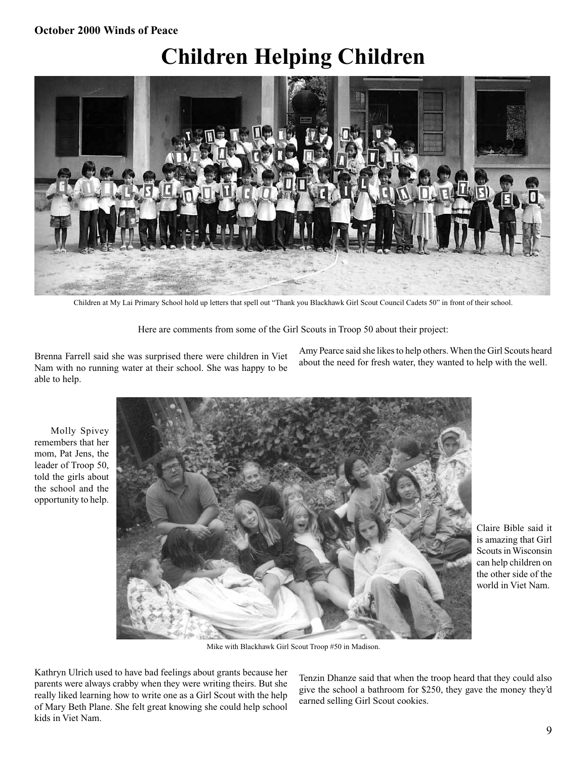# Children Helping Children

Children at My Lai Primary School hold up letters that spell out "Thank you Blackhawk Girl Scout Council Cadets 50" in front of their school.

Here are comments from some of the Girl Scouts in Troop 50 about their project:

Brenna Farrell said she was surprised there were children in Viet Nam with no running water at their school. She was happy to be able to help.

Amy Pearce said she likes to help others. When the Girl Scouts heard about the need for fresh water, they wanted to help with the well.

Molly Spivey remembers that her mom, Pat Jens, the leader of Troop 50, told the girls about the school and the opportunity to help.

Claire Bible said it is amazing that Girl Scouts in Wisconsin can help children on the other side of the world in Viet Nam.

Mike with Blackhawk Girl Scout Troop #50 in Madison.

Kathryn Ulrich used to have bad feelings about grants because her parents were always crabby when they were writing theirs. But she really liked learning how to write one as a Girl Scout with the help of Mary Beth Plane. She felt great knowing she could help school kids in Viet Nam.

Tenzin Dhanze said that when the troop heard that they could also give the school a bathroom for $250, they gave the money they'd earned selling Girl Scout cookies.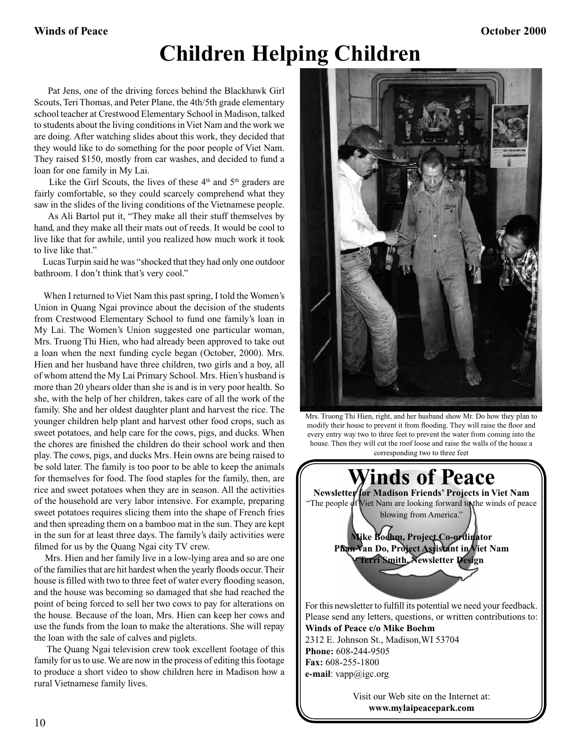# Children Helping Children

Pat Jens, one of the driving forces behind the Blackhawk Girl Scouts, Teri Thomas, and Peter Plane, the 4th/5th grade elementary school teacher at Crestwood Elementary School in Madison, talked to students about the living conditions in Viet Nam and the work we are doing. After watching slides about this work, they decided that they would like to do something for the poor people of Viet Nam. They raised $150, mostly from car washes, and decided to fund a loan for one family in My Lai.

Like the Girl Scouts, the lives of these 4th and 5th graders are fairly comfortable, so they could scarcely comprehend what they saw in the slides of the living conditions of the Vietnamese people.

As Ali Bartol put it, "They make all their stuff themselves by hand, and they make all their mats out of reeds. It would be cool to live like that for awhile, until you realized how much work it took to live like that."

Lucas Turpin said he was "shocked that they had only one outdoor bathroom. I don't think that's very cool."

When I returned to Viet Nam this past spring, I told the Women's Union in Quang Ngai province about the decision of the students from Crestwood Elementary School to fund one family's loan in My Lai. The Women's Union suggested one particular woman, Mrs. Truong Thi Hien, who had already been approved to take out a loan when the next funding cycle began (October, 2000). Mrs. Hien and her husband have three children, two girls and a boy, all of whom attend the My Lai Primary School. Mrs. Hien's husband is more than 20 yhears older than she is and is in very poor health. So she, with the help of her children, takes care of all the work of the family. She and her oldest daughter plant and harvest the rice. The younger children help plant and harvest other food crops, such as sweet potatoes, and help care for the cows, pigs, and ducks. When the chores are finished the children do their school work and then play. The cows, pigs, and ducks Mrs. Hein owns are being raised to be sold later. The family is too poor to be able to keep the animals for themselves for food. The food staples for the family, then, are rice and sweet potatoes when they are in season. All the activities of the household are very labor intensive. For example, preparing sweet potatoes requires slicing them into the shape of French fries and then spreading them on a bamboo mat in the sun. They are kept in the sun for at least three days. The family's daily activities were filmed for us by the Quang Ngai city TV crew.

Mrs. Hien and her family live in a low-lying area and so are one of the families that are hit hardest when the yearly floods occur. Their house is filled with two to three feet of water every flooding season, and the house was becoming so damaged that she had reached the point of being forced to sell her two cows to pay for alterations on the house. Because of the loan, Mrs. Hien can keep her cows and use the funds from the loan to make the alterations. She will repay the loan with the sale of calves and piglets.

The Quang Ngai television crew took excellent footage of this family for us to use. We are now in the process of editing this footage to produce a short video to show children here in Madison how a rural Vietnamese family lives.

Mrs. Truong Thi Hien, right, and her husband show Mr. Do how they plan to modify their house to prevent it from flooding. They will raise the floor and every entry way two to three feet to prevent the water from coming into the house. Then they will cut the roof loose and raise the walls of the house a corresponding two to three feet

# Winds of Peace

**Newsletter for Madison Friends' Projects in Viet Nam**

"The people of Viet Nam are looking forward to the winds of peace blowing from America."

**Mike Boehm, Project Co-ordinator**
**Phan Van Do, Project Assistant in Viet Nam**
**Terri Smith, Newsletter Design**

For this newsletter to fulfill its potential we need your feedback. Please send any letters, questions, or written contributions to:

**Winds of Peace c/o Mike Boehm**
2312 E. Johnson St., Madison, WI 53704
**Phone:** 608-244-9505
**Fax:** 608-255-1800
**e-mail**: vapp@igc.org

Visit our Web site on the Internet at:
**www.mylaipeacepark.com**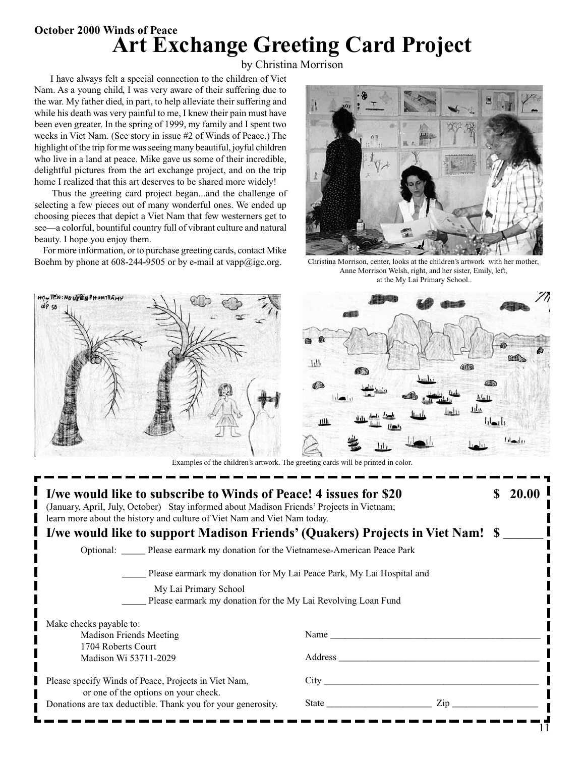October 2000 Winds of Peace

# Art Exchange Greeting Card Project

by Christina Morrison

I have always felt a special connection to the children of Viet Nam. As a young child, I was very aware of their suffering due to the war. My father died, in part, to help alleviate their suffering and while his death was very painful to me, I knew their pain must have been even greater. In the spring of 1999, my family and I spent two weeks in Viet Nam. (See story in issue #2 of Winds of Peace.) The highlight of the trip for me was seeing many beautiful, joyful children who live in a land at peace. Mike gave us some of their incredible, delightful pictures from the art exchange project, and on the trip home I realized that this art deserves to be shared more widely!

Thus the greeting card project began...and the challenge of selecting a few pieces out of many wonderful ones. We ended up choosing pieces that depict a Viet Nam that few westerners get to see—a colorful, bountiful country full of vibrant culture and natural beauty. I hope you enjoy them.

For more information, or to purchase greeting cards, contact Mike Boehm by phone at 608-244-9505 or by e-mail at vapp@igc.org.

Christina Morrison, center, looks at the children's artwork with her mother, Anne Morrison Welsh, right, and her sister, Emily, left, at the My Lai Primary School..

Examples of the children's artwork. The greeting cards will be printed in color.

---

**I/we would like to subscribe to Winds of Peace! 4 issues for $20** **$ 20.00**

(January, April, July, October) Stay informed about Madison Friends' Projects in Vietnam; learn more about the history and culture of Viet Nam and Viet Nam today.

**I/we would like to support Madison Friends' (Quakers) Projects in Viet Nam! $ ______**

Optional: _____ Please earmark my donation for the Vietnamese-American Peace Park

_____ Please earmark my donation for My Lai Peace Park, My Lai Hospital and My Lai Primary School

_____ Please earmark my donation for the My Lai Revolving Loan Fund

Make checks payable to:
Madison Friends Meeting
1704 Roberts Court
Madison Wi 53711-2029

Please specify Winds of Peace, Projects in Viet Nam, or one of the options on your check.

Donations are tax deductible. Thank you for your generosity.

Name ____________________________________________

Address __________________________________________

City ______________________________________________

State ______________________ Zip __________________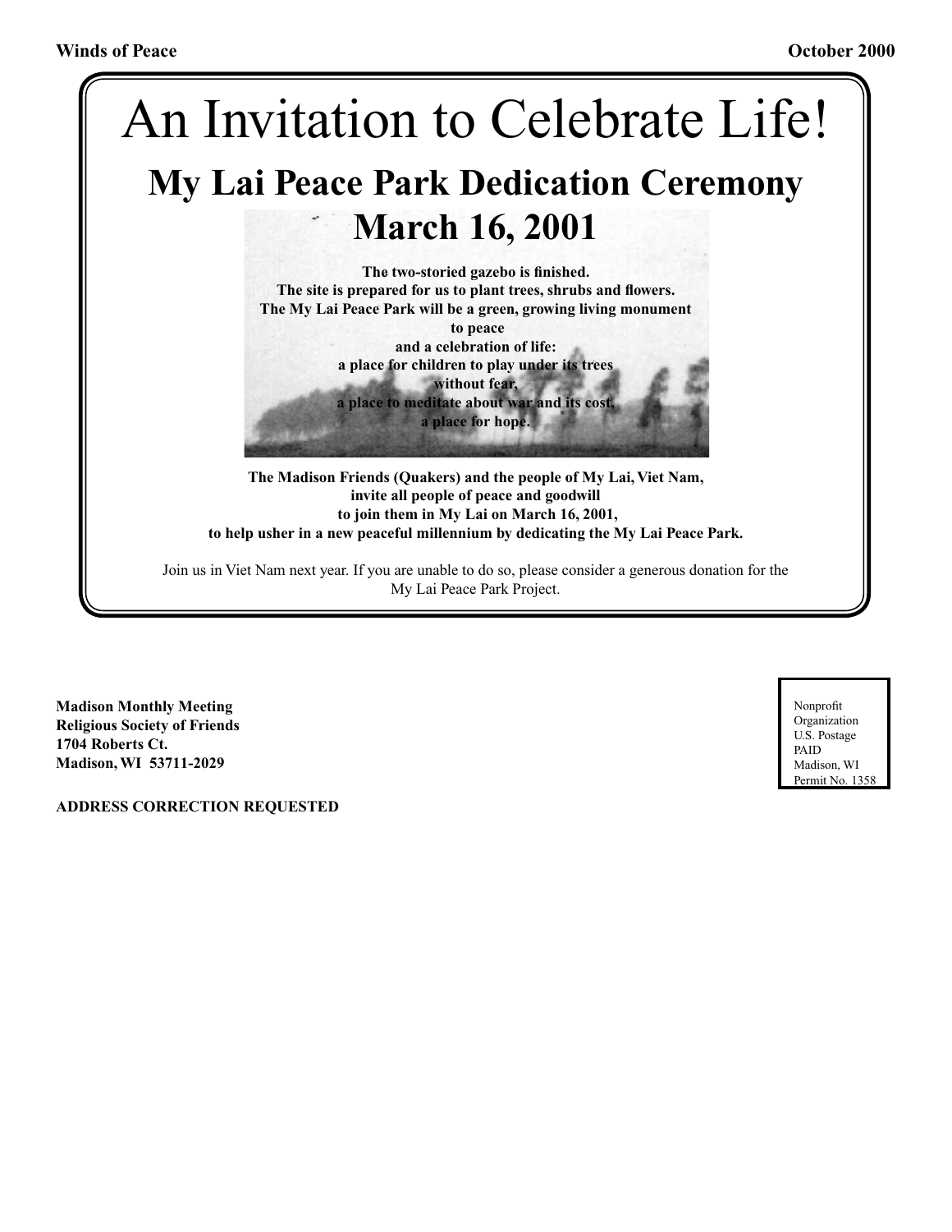# An Invitation to Celebrate Life!

## My Lai Peace Park Dedication Ceremony
## March 16, 2001

**The two-storied gazebo is finished.**
**The site is prepared for us to plant trees, shrubs and flowers.**
**The My Lai Peace Park will be a green, growing living monument to peace**
**and a celebration of life:**
**a place for children to play under its trees without fear,**
**a place to meditate about war and its cost,**
**a place for hope.**

**The Madison Friends (Quakers) and the people of My Lai, Viet Nam, invite all people of peace and goodwill to join them in My Lai on March 16, 2001, to help usher in a new peaceful millennium by dedicating the My Lai Peace Park.**

Join us in Viet Nam next year. If you are unable to do so, please consider a generous donation for the My Lai Peace Park Project.

**Madison Monthly Meeting**
**Religious Society of Friends**
**1704 Roberts Ct.**
**Madison, WI 53711-2029**

**ADDRESS CORRECTION REQUESTED**

Nonprofit
Organization
U.S. Postage
PAID
Madison, WI
Permit No. 1358